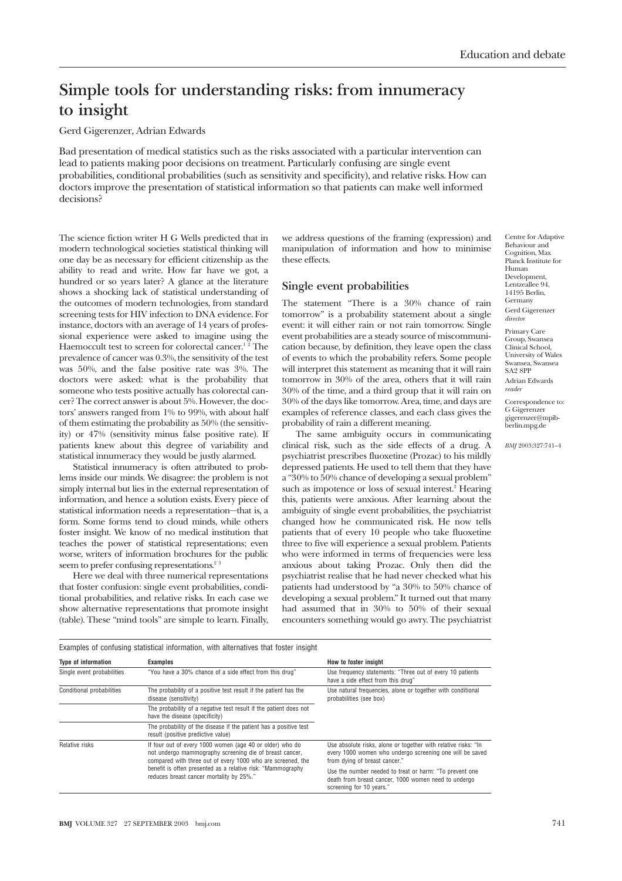# Simple tools for understanding risks: from innumeracy to insight

Gerd Gigerenzer, Adrian Edwards

Bad presentation of medical statistics such as the risks associated with a particular intervention can lead to patients making poor decisions on treatment. Particularly confusing are single event probabilities, conditional probabilities (such as sensitivity and specificity), and relative risks. How can doctors improve the presentation of statistical information so that patients can make well informed decisions?

The science fiction writer H G Wells predicted that in modern technological societies statistical thinking will one day be as necessary for efficient citizenship as the ability to read and write. How far have we got, a hundred or so years later? A glance at the literature shows a shocking lack of statistical understanding of the outcomes of modern technologies, from standard screening tests for HIV infection to DNA evidence. For instance, doctors with an average of 14 years of professional experience were asked to imagine using the Haemoccult test to screen for colorectal cancer.[1 2] The prevalence of cancer was 0.3%, the sensitivity of the test was 50%, and the false positive rate was 3%. The doctors were asked: what is the probability that someone who tests positive actually has colorectal cancer? The correct answer is about 5%. However, the doctors' answers ranged from 1% to 99%, with about half of them estimating the probability as 50% (the sensitivity) or 47% (sensitivity minus false positive rate). If patients knew about this degree of variability and statistical innumeracy they would be justly alarmed.

Statistical innumeracy is often attributed to problems inside our minds. We disagree: the problem is not simply internal but lies in the external representation of information, and hence a solution exists. Every piece of statistical information needs a representation—that is, a form. Some forms tend to cloud minds, while others foster insight. We know of no medical institution that teaches the power of statistical representations; even worse, writers of information brochures for the public seem to prefer confusing representations.[2 3]

Here we deal with three numerical representations that foster confusion: single event probabilities, conditional probabilities, and relative risks. In each case we show alternative representations that promote insight (table). These "mind tools" are simple to learn. Finally, we address questions of the framing (expression) and manipulation of information and how to minimise these effects.

Centre for Adaptive Behaviour and Cognition, Max Planck Institute for Human Development, Lentzeallee 94, 14195 Berlin, Germany
Gerd Gigerenzer *director*

Primary Care Group, Swansea Clinical School, University of Wales Swansea, Swansea SA2 8PP
Adrian Edwards *reader*

Correspondence to: G Gigerenzer gigerenzer@mpib-berlin.mpg.de

*BMJ* 2003;327:741–4

## Single event probabilities

The statement "There is a 30% chance of rain tomorrow" is a probability statement about a single event: it will either rain or not rain tomorrow. Single event probabilities are a steady source of miscommunication because, by definition, they leave open the class of events to which the probability refers. Some people will interpret this statement as meaning that it will rain tomorrow in 30% of the area, others that it will rain 30% of the time, and a third group that it will rain on 30% of the days like tomorrow. Area, time, and days are examples of reference classes, and each class gives the probability of rain a different meaning.

The same ambiguity occurs in communicating clinical risk, such as the side effects of a drug. A psychiatrist prescribes fluoxetine (Prozac) to his mildly depressed patients. He used to tell them that they have a "30% to 50% chance of developing a sexual problem" such as impotence or loss of sexual interest.[2] Hearing this, patients were anxious. After learning about the ambiguity of single event probabilities, the psychiatrist changed how he communicated risk. He now tells patients that of every 10 people who take fluoxetine three to five will experience a sexual problem. Patients who were informed in terms of frequencies were less anxious about taking Prozac. Only then did the psychiatrist realise that he had never checked what his patients had understood by "a 30% to 50% chance of developing a sexual problem." It turned out that many had assumed that in 30% to 50% of their sexual encounters something would go awry. The psychiatrist

Examples of confusing statistical information, with alternatives that foster insight

| Type of information | Examples | How to foster insight |
|---|---|---|
| Single event probabilities | "You have a 30% chance of a side effect from this drug" | Use frequency statements: "Three out of every 10 patients have a side effect from this drug" |
| Conditional probabilities | The probability of a positive test result if the patient has the disease (sensitivity) | Use natural frequencies, alone or together with conditional probabilities (see box) |
| | The probability of a negative test result if the patient does not have the disease (specificity) | |
| | The probability of the disease if the patient has a positive test result (positive predictive value) | |
| Relative risks | If four out of every 1000 women (age 40 or older) who do not undergo mammography screening die of breast cancer, compared with three out of every 1000 who are screened, the benefit is often presented as a relative risk: "Mammography reduces breast cancer mortality by 25%." | Use absolute risks, alone or together with relative risks: "In every 1000 women who undergo screening one will be saved from dying of breast cancer." |
| | | Use the number needed to treat or harm: "To prevent one death from breast cancer, 1000 women need to undergo screening for 10 years." |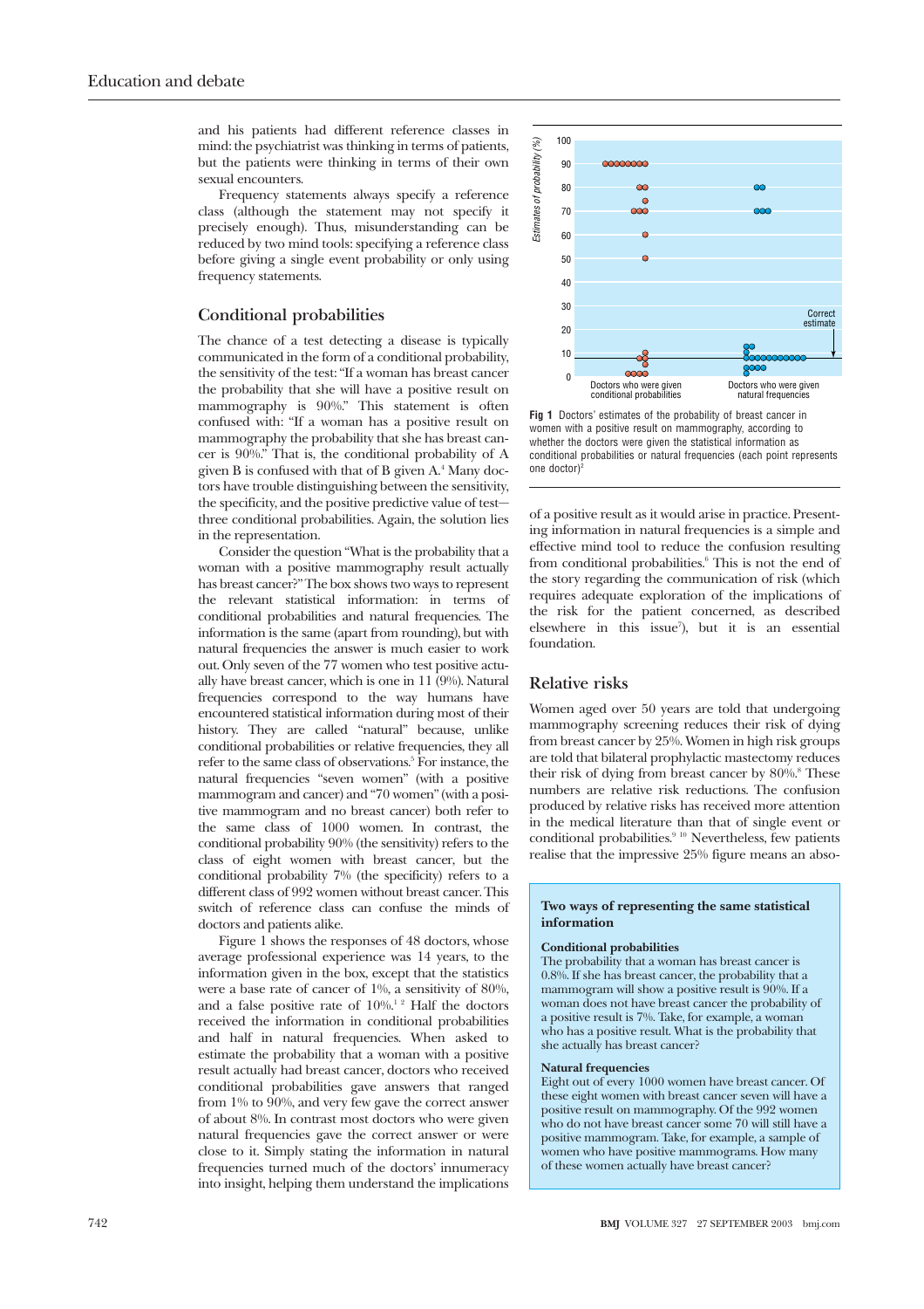and his patients had different reference classes in mind: the psychiatrist was thinking in terms of patients, but the patients were thinking in terms of their own sexual encounters.

Frequency statements always specify a reference class (although the statement may not specify it precisely enough). Thus, misunderstanding can be reduced by two mind tools: specifying a reference class before giving a single event probability or only using frequency statements.

## Conditional probabilities

The chance of a test detecting a disease is typically communicated in the form of a conditional probability, the sensitivity of the test: "If a woman has breast cancer the probability that she will have a positive result on mammography is 90%." This statement is often confused with: "If a woman has a positive result on mammography the probability that she has breast cancer is 90%." That is, the conditional probability of A given B is confused with that of B given A.[4] Many doctors have trouble distinguishing between the sensitivity, the specificity, and the positive predictive value of test—three conditional probabilities. Again, the solution lies in the representation.

Consider the question "What is the probability that a woman with a positive mammography result actually has breast cancer?" The box shows two ways to represent the relevant statistical information: in terms of conditional probabilities and natural frequencies. The information is the same (apart from rounding), but with natural frequencies the answer is much easier to work out. Only seven of the 77 women who test positive actually have breast cancer, which is one in 11 (9%). Natural frequencies correspond to the way humans have encountered statistical information during most of their history. They are called "natural" because, unlike conditional probabilities or relative frequencies, they all refer to the same class of observations.[5] For instance, the natural frequencies "seven women" (with a positive mammogram and cancer) and "70 women" (with a positive mammogram and no breast cancer) both refer to the same class of 1000 women. In contrast, the conditional probability 90% (the sensitivity) refers to the class of eight women with breast cancer, but the conditional probability 7% (the specificity) refers to a different class of 992 women without breast cancer. This switch of reference class can confuse the minds of doctors and patients alike.

Figure 1 shows the responses of 48 doctors, whose average professional experience was 14 years, to the information given in the box, except that the statistics were a base rate of cancer of 1%, a sensitivity of 80%, and a false positive rate of 10%.[1 2] Half the doctors received the information in conditional probabilities and half in natural frequencies. When asked to estimate the probability that a woman with a positive result actually had breast cancer, doctors who received conditional probabilities gave answers that ranged from 1% to 90%, and very few gave the correct answer of about 8%. In contrast most doctors who were given natural frequencies gave the correct answer or were close to it. Simply stating the information in natural frequencies turned much of the doctors' innumeracy into insight, helping them understand the implications of a positive result as it would arise in practice. Presenting information in natural frequencies is a simple and effective mind tool to reduce the confusion resulting from conditional probabilities.[6] This is not the end of the story regarding the communication of risk (which requires adequate exploration of the implications of the risk for the patient concerned, as described elsewhere in this issue[7]), but it is an essential foundation.

**Fig 1** Doctors' estimates of the probability of breast cancer in women with a positive result on mammography, according to whether the doctors were given the statistical information as conditional probabilities or natural frequencies (each point represents one doctor)[2]

## Relative risks

Women aged over 50 years are told that undergoing mammography screening reduces their risk of dying from breast cancer by 25%. Women in high risk groups are told that bilateral prophylactic mastectomy reduces their risk of dying from breast cancer by 80%.[8] These numbers are relative risk reductions. The confusion produced by relative risks has received more attention in the medical literature than that of single event or conditional probabilities.[9 10] Nevertheless, few patients realise that the impressive 25% figure means an abso-

**Two ways of representing the same statistical information**

**Conditional probabilities**
The probability that a woman has breast cancer is 0.8%. If she has breast cancer, the probability that a mammogram will show a positive result is 90%. If a woman does not have breast cancer the probability of a positive result is 7%. Take, for example, a woman who has a positive result. What is the probability that she actually has breast cancer?

**Natural frequencies**
Eight out of every 1000 women have breast cancer. Of these eight women with breast cancer seven will have a positive result on mammography. Of the 992 women who do not have breast cancer some 70 will still have a positive mammogram. Take, for example, a sample of women who have positive mammograms. How many of these women actually have breast cancer?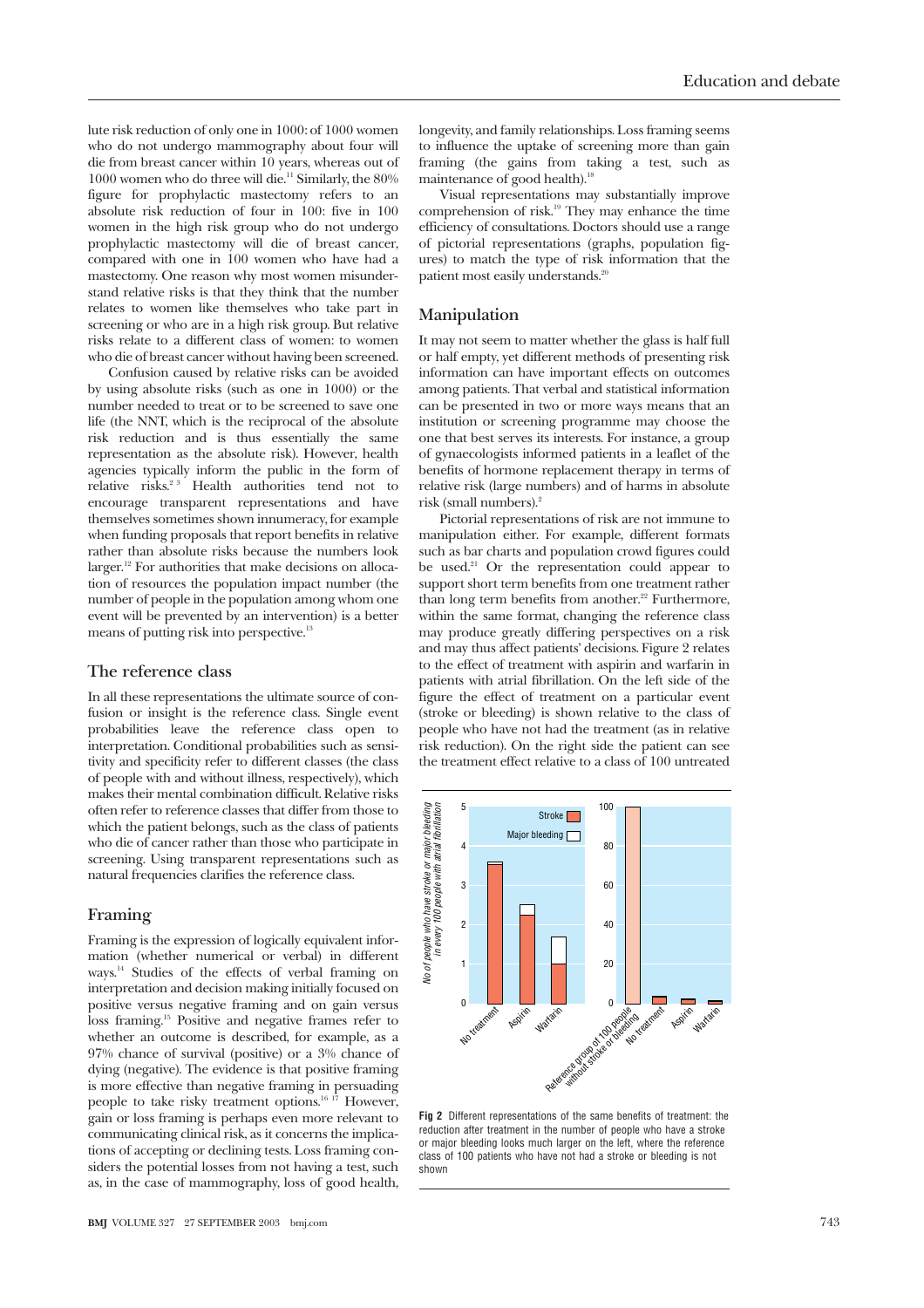lute risk reduction of only one in 1000: of 1000 women who do not undergo mammography about four will die from breast cancer within 10 years, whereas out of 1000 women who do three will die.[11] Similarly, the 80% figure for prophylactic mastectomy refers to an absolute risk reduction of four in 100: five in 100 women in the high risk group who do not undergo prophylactic mastectomy will die of breast cancer, compared with one in 100 women who have had a mastectomy. One reason why most women misunderstand relative risks is that they think that the number relates to women like themselves who take part in screening or who are in a high risk group. But relative risks relate to a different class of women: to women who die of breast cancer without having been screened.

Confusion caused by relative risks can be avoided by using absolute risks (such as one in 1000) or the number needed to treat or to be screened to save one life (the NNT, which is the reciprocal of the absolute risk reduction and is thus essentially the same representation as the absolute risk). However, health agencies typically inform the public in the form of relative risks.[2 3] Health authorities tend not to encourage transparent representations and have themselves sometimes shown innumeracy, for example when funding proposals that report benefits in relative rather than absolute risks because the numbers look larger.[12] For authorities that make decisions on allocation of resources the population impact number (the number of people in the population among whom one event will be prevented by an intervention) is a better means of putting risk into perspective.[13]

## The reference class

In all these representations the ultimate source of confusion or insight is the reference class. Single event probabilities leave the reference class open to interpretation. Conditional probabilities such as sensitivity and specificity refer to different classes (the class of people with and without illness, respectively), which makes their mental combination difficult. Relative risks often refer to reference classes that differ from those to which the patient belongs, such as the class of patients who die of cancer rather than those who participate in screening. Using transparent representations such as natural frequencies clarifies the reference class.

## Framing

Framing is the expression of logically equivalent information (whether numerical or verbal) in different ways.[14] Studies of the effects of verbal framing on interpretation and decision making initially focused on positive versus negative framing and on gain versus loss framing.[15] Positive and negative frames refer to whether an outcome is described, for example, as a 97% chance of survival (positive) or a 3% chance of dying (negative). The evidence is that positive framing is more effective than negative framing in persuading people to take risky treatment options.[16 17] However, gain or loss framing is perhaps even more relevant to communicating clinical risk, as it concerns the implications of accepting or declining tests. Loss framing considers the potential losses from not having a test, such as, in the case of mammography, loss of good health, longevity, and family relationships. Loss framing seems to influence the uptake of screening more than gain framing (the gains from taking a test, such as maintenance of good health).[18]

Visual representations may substantially improve comprehension of risk.[19] They may enhance the time efficiency of consultations. Doctors should use a range of pictorial representations (graphs, population figures) to match the type of risk information that the patient most easily understands.[20]

## Manipulation

It may not seem to matter whether the glass is half full or half empty, yet different methods of presenting risk information can have important effects on outcomes among patients. That verbal and statistical information can be presented in two or more ways means that an institution or screening programme may choose the one that best serves its interests. For instance, a group of gynaecologists informed patients in a leaflet of the benefits of hormone replacement therapy in terms of relative risk (large numbers) and of harms in absolute risk (small numbers).[2]

Pictorial representations of risk are not immune to manipulation either. For example, different formats such as bar charts and population crowd figures could be used.[21] Or the representation could appear to support short term benefits from one treatment rather than long term benefits from another.[22] Furthermore, within the same format, changing the reference class may produce greatly differing perspectives on a risk and may thus affect patients' decisions. Figure 2 relates to the effect of treatment with aspirin and warfarin in patients with atrial fibrillation. On the left side of the figure the effect of treatment on a particular event (stroke or bleeding) is shown relative to the class of people who have not had the treatment (as in relative risk reduction). On the right side the patient can see the treatment effect relative to a class of 100 untreated

No of people who have stroke or major bleeding in every 100 people with atrial fibrillation

Stroke

Major bleeding

0
1
2
3
4
5

No treatment
Aspirin
Warfarin

0
20
40
60
80
100

Reference group of 100 people without stroke or bleeding
No treatment
Aspirin
Warfarin

**Fig 2** Different representations of the same benefits of treatment: the reduction after treatment in the number of people who have a stroke or major bleeding looks much larger on the left, where the reference class of 100 patients who have not had a stroke or bleeding is not shown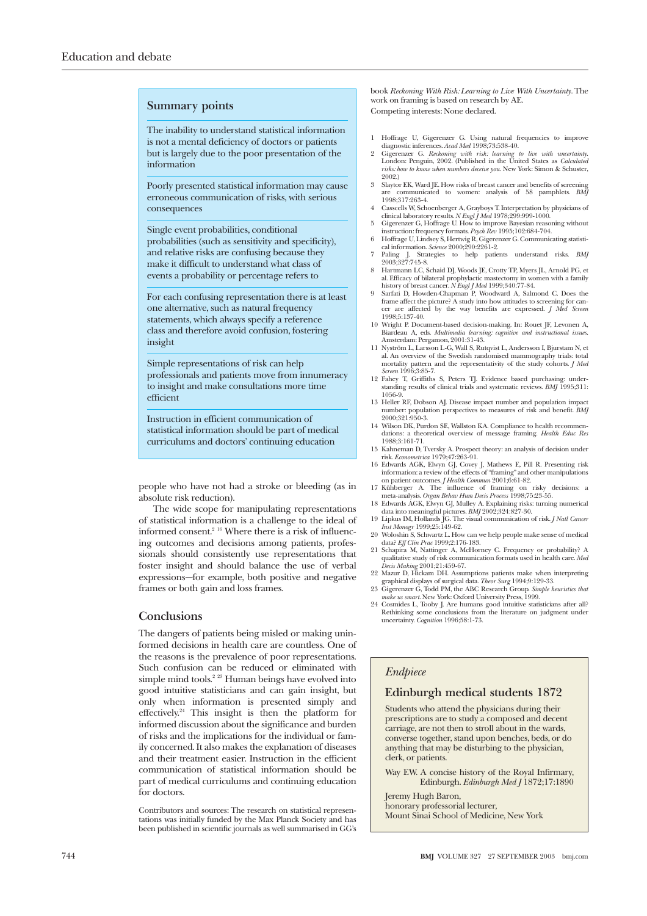## Summary points

The inability to understand statistical information is not a mental deficiency of doctors or patients but is largely due to the poor presentation of the information

Poorly presented statistical information may cause erroneous communication of risks, with serious consequences

Single event probabilities, conditional probabilities (such as sensitivity and specificity), and relative risks are confusing because they make it difficult to understand what class of events a probability or percentage refers to

For each confusing representation there is at least one alternative, such as natural frequency statements, which always specify a reference class and therefore avoid confusion, fostering insight

Simple representations of risk can help professionals and patients move from innumeracy to insight and make consultations more time efficient

Instruction in efficient communication of statistical information should be part of medical curriculums and doctors' continuing education

people who have not had a stroke or bleeding (as in absolute risk reduction).

The wide scope for manipulating representations of statistical information is a challenge to the ideal of informed consent.[2 16] Where there is a risk of influencing outcomes and decisions among patients, professionals should consistently use representations that foster insight and should balance the use of verbal expressions—for example, both positive and negative frames or both gain and loss frames.

## Conclusions

The dangers of patients being misled or making uninformed decisions in health care are countless. One of the reasons is the prevalence of poor representations. Such confusion can be reduced or eliminated with simple mind tools.[2 23] Human beings have evolved into good intuitive statisticians and can gain insight, but only when information is presented simply and effectively.[24] This insight is then the platform for informed discussion about the significance and burden of risks and the implications for the individual or family concerned. It also makes the explanation of diseases and their treatment easier. Instruction in the efficient communication of statistical information should be part of medical curriculums and continuing education for doctors.

Contributors and sources: The research on statistical representations was initially funded by the Max Planck Society and has been published in scientific journals as well summarised in GG's book *Reckoning With Risk: Learning to Live With Uncertainty*. The work on framing is based on research by AE.

Competing interests: None declared.

1. Hoffrage U, Gigerenzer G. Using natural frequencies to improve diagnostic inferences. *Acad Med* 1998;73:538-40.
2. Gigerenzer G. *Reckoning with risk: learning to live with uncertainty*. London: Penguin, 2002. (Published in the United States as *Calculated risks: how to know when numbers deceive you*. New York: Simon & Schuster, 2002.)
3. Slaytor EK, Ward JE. How risks of breast cancer and benefits of screening are communicated to women: analysis of 58 pamphlets. *BMJ* 1998;317:263-4.
4. Casscells W, Schoenberger A, Grayboys T. Interpretation by physicians of clinical laboratory results. *N Engl J Med* 1978;299:999-1000.
5. Gigerenzer G, Hoffrage U. How to improve Bayesian reasoning without instruction: frequency formats. *Psych Rev* 1995;102:684-704.
6. Hoffrage U, Lindsey S, Hertwig R, Gigerenzer G. Communicating statistical information. *Science* 2000;290:2261-2.
7. Paling J. Strategies to help patients understand risks. *BMJ* 2003;327:745-8.
8. Hartmann LC, Schaid DJ, Woods JE, Crotty TP, Myers JL, Arnold PG, et al. Efficacy of bilateral prophylactic mastectomy in women with a family history of breast cancer. *N Engl J Med* 1999;340:77-84.
9. Sarfati D, Howden-Chapman P, Woodward A, Salmond C. Does the frame affect the picture? A study into how attitudes to screening for cancer are affected by the way benefits are expressed. *J Med Screen* 1998;5:137-40.
10. Wright P. Document-based decision-making. In: Rouet JF, Levonen A, Biardeau A, eds. *Multimedia learning: cognitive and instructional issues*. Amsterdam: Pergamon, 2001:31-43.
11. Nyström L, Larsson L-G, Wall S, Rutqvist L, Andersson I, Bjurstam N, et al. An overview of the Swedish randomised mammography trials: total mortality pattern and the representativity of the study cohorts. *J Med Screen* 1996;3:85-7.
12. Fahey T, Griffiths S, Peters TJ. Evidence based purchasing: understanding results of clinical trials and systematic reviews. *BMJ* 1995;311:1056-9.
13. Heller RF, Dobson AJ. Disease impact number and population impact number: population perspectives to measures of risk and benefit. *BMJ* 2000;321:950-3.
14. Wilson DK, Purdon SE, Wallston KA. Compliance to health recommendations: a theoretical overview of message framing. *Health Educ Res* 1988;3:161-71.
15. Kahneman D, Tversky A. Prospect theory: an analysis of decision under risk. *Econometrica* 1979;47:263-91.
16. Edwards AGK, Elwyn GJ, Covey J, Mathews E, Pill R. Presenting risk information: a review of the effects of "framing" and other manipulations on patient outcomes. *J Health Commun* 2001;6:61-82.
17. Kühberger A. The influence of framing on risky decisions: a meta-analysis. *Organ Behav Hum Decis Process* 1998;75:23-55.
18. Edwards AGK, Elwyn GJ, Mulley A. Explaining risks: turning numerical data into meaningful pictures. *BMJ* 2002;324:827-30.
19. Lipkus IM, Hollands JG. The visual communication of risk. *J Natl Cancer Inst Monogr* 1999;25:149-62.
20. Woloshin S, Schwartz L. How can we help people make sense of medical data? *Eff Clin Prac* 1999;2:176-183.
21. Schapira M, Nattinger A, McHorney C. Frequency or probability? A qualitative study of risk communication formats used in health care. *Med Decis Making* 2001;21:459-67.
22. Mazur D, Hickam DH. Assumptions patients make when interpreting graphical displays of surgical data. *Theor Surg* 1994;9:129-33.
23. Gigerenzer G, Todd PM, the ABC Research Group. *Simple heuristics that make us smart*. New York: Oxford University Press, 1999.
24. Cosmides L, Tooby J. Are humans good intuitive statisticians after all? Rethinking some conclusions from the literature on judgment under uncertainty. *Cognition* 1996;58:1-73.

*Endpiece*

### Edinburgh medical students 1872

Students who attend the physicians during their prescriptions are to study a composed and decent carriage, are not then to stroll about in the wards, converse together, stand upon benches, beds, or do anything that may be disturbing to the physician, clerk, or patients.

Way EW. A concise history of the Royal Infirmary, Edinburgh. *Edinburgh Med J* 1872;17:1890

Jeremy Hugh Baron,
honorary professorial lecturer,
Mount Sinai School of Medicine, New York